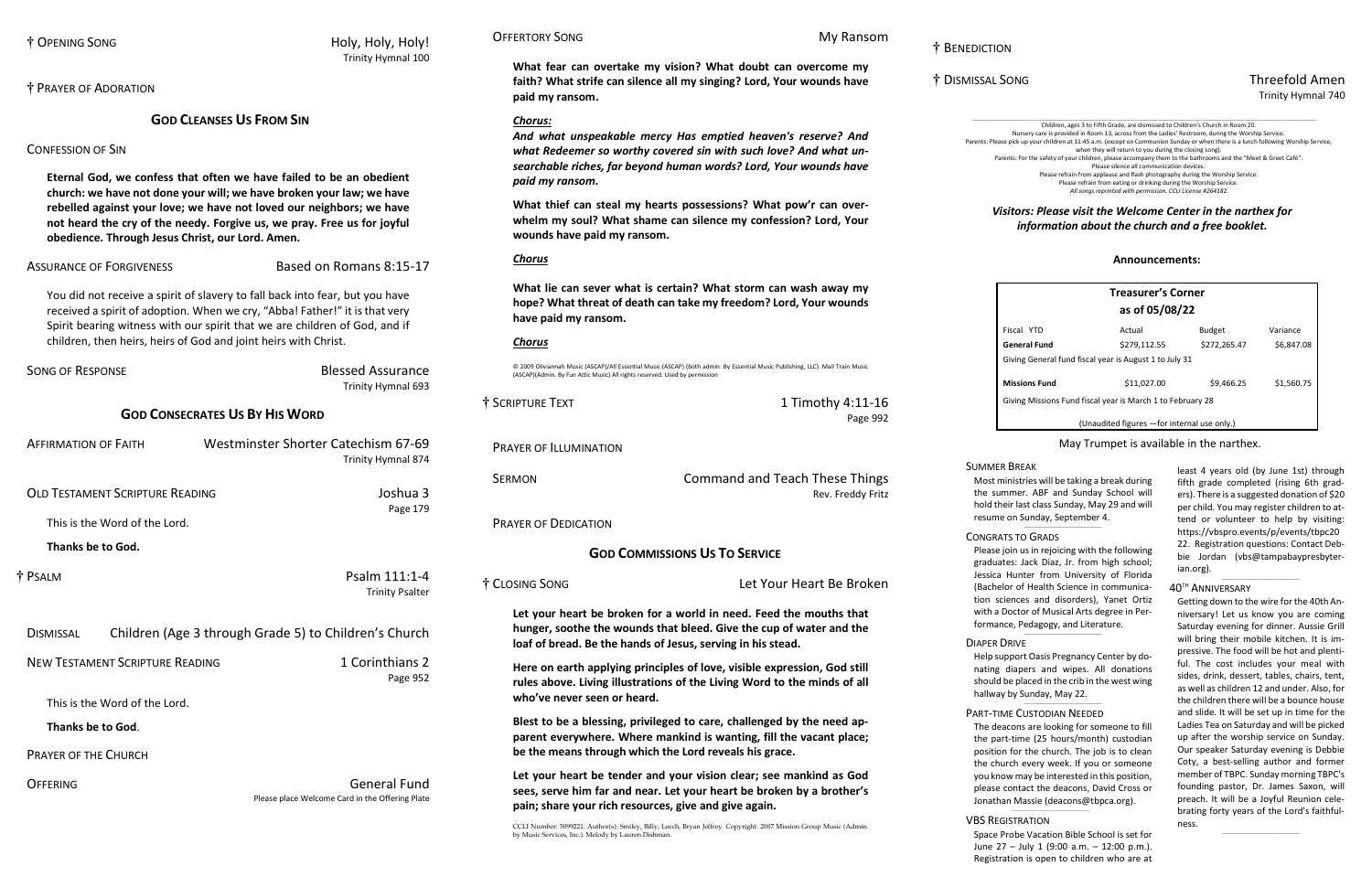† OPENING SONG — Holy, Holy, Holy!
Trinity Hymnal 100

† PRAYER OF ADORATION

## GOD CLEANSES US FROM SIN

CONFESSION OF SIN

**Eternal God, we confess that often we have failed to be an obedient church: we have not done your will; we have broken your law; we have rebelled against your love; we have not loved our neighbors; we have not heard the cry of the needy. Forgive us, we pray. Free us for joyful obedience. Through Jesus Christ, our Lord. Amen.**

ASSURANCE OF FORGIVENESS — Based on Romans 8:15-17

You did not receive a spirit of slavery to fall back into fear, but you have received a spirit of adoption. When we cry, "Abba! Father!" it is that very Spirit bearing witness with our spirit that we are children of God, and if children, then heirs, heirs of God and joint heirs with Christ.

SONG OF RESPONSE — Blessed Assurance
Trinity Hymnal 693

## GOD CONSECRATES US BY HIS WORD

AFFIRMATION OF FAITH — Westminster Shorter Catechism 67-69
Trinity Hymnal 874

OLD TESTAMENT SCRIPTURE READING — Joshua 3
Page 179

This is the Word of the Lord.

**Thanks be to God.**

† PSALM — Psalm 111:1-4
Trinity Psalter

DISMISSAL — Children (Age 3 through Grade 5) to Children's Church

NEW TESTAMENT SCRIPTURE READING — 1 Corinthians 2
Page 952

This is the Word of the Lord.

**Thanks be to God**.

PRAYER OF THE CHURCH

OFFERING — General Fund
Please place Welcome Card in the Offering Plate

OFFERTORY SONG — My Ransom

**What fear can overtake my vision? What doubt can overcome my faith? What strife can silence all my singing? Lord, Your wounds have paid my ransom.**

***Chorus:***

***And what unspeakable mercy Has emptied heaven's reserve? And what Redeemer so worthy covered sin with such love? And what unsearchable riches, far beyond human words? Lord, Your wounds have paid my ransom.***

**What thief can steal my hearts possessions? What pow'r can overwhelm my soul? What shame can silence my confession? Lord, Your wounds have paid my ransom.**

***Chorus***

**What lie can sever what is certain? What storm can wash away my hope? What threat of death can take my freedom? Lord, Your wounds have paid my ransom.**

***Chorus***

© 2009 Oliviannah Music (ASCAP)/All Essential Music (ASCAP) (both admin. By Essential Music Publishing, LLC). Mail Train Music (ASCAP)(Admin. By Fun Attic Music) All rights reserved. Used by permission

† SCRIPTURE TEXT — 1 Timothy 4:11-16
Page 992

PRAYER OF ILLUMINATION

SERMON — Command and Teach These Things
Rev. Freddy Fritz

PRAYER OF DEDICATION

## GOD COMMISSIONS US TO SERVICE

† CLOSING SONG — Let Your Heart Be Broken

**Let your heart be broken for a world in need. Feed the mouths that hunger, soothe the wounds that bleed. Give the cup of water and the loaf of bread. Be the hands of Jesus, serving in his stead.**

**Here on earth applying principles of love, visible expression, God still rules above. Living illustrations of the Living Word to the minds of all who've never seen or heard.**

**Blest to be a blessing, privileged to care, challenged by the need apparent everywhere. Where mankind is wanting, fill the vacant place; be the means through which the Lord reveals his grace.**

**Let your heart be tender and your vision clear; see mankind as God sees, serve him far and near. Let your heart be broken by a brother's pain; share your rich resources, give and give again.**

CCLI Number: 5099221. Author(s): Smiley, Billy; Leech, Bryan Jeffrey. Copyright: 2007 Mission Group Music (Admin. by Music Services, Inc.). Melody by Lauren Dishman.

† BENEDICTION

† DISMISSAL SONG — Threefold Amen
Trinity Hymnal 740

Children, ages 3 to Fifth Grade, are dismissed to Children's Church in Room 20.
Nursery care is provided in Room 13, across from the Ladies' Restroom, during the Worship Service.
Parents: Please pick up your children at 11:45 a.m. (except on Communion Sunday or when there is a lunch following Worship Service, when they will return to you during the closing song).
Parents: For the safety of your children, please accompany them to the bathrooms and the "Meet & Greet Café".
Please silence all communication devices.
Please refrain from applause and flash photography during the Worship Service.
Please refrain from eating or drinking during the Worship Service.
*All songs reprinted with permission. CCLI License #264182.*

***Visitors: Please visit the Welcome Center in the narthex for information about the church and a free booklet.***

### Announcements:

**Treasurer's Corner**
**as of 05/08/22**

| Fiscal YTD | Actual | Budget | Variance |
|---|---|---|---|
| **General Fund** | $279,112.55 | $272,265.47 | $6,847.08 |
| Giving General fund fiscal year is August 1 to July 31 | | | |
| **Missions Fund** | $11,027.00 | $9,466.25 | $1,560.75 |
| Giving Missions Fund fiscal year is March 1 to February 28 | | | |

(Unaudited figures —for internal use only.)

May Trumpet is available in the narthex.

SUMMER BREAK

Most ministries will be taking a break during the summer. ABF and Sunday School will hold their last class Sunday, May 29 and will resume on Sunday, September 4.

CONGRATS TO GRADS

Please join us in rejoicing with the following graduates: Jack Diaz, Jr. from high school; Jessica Hunter from University of Florida (Bachelor of Health Science in communication sciences and disorders), Yanet Ortiz with a Doctor of Musical Arts degree in Performance, Pedagogy, and Literature.

DIAPER DRIVE

Help support Oasis Pregnancy Center by donating diapers and wipes. All donations should be placed in the crib in the west wing hallway by Sunday, May 22.

PART-TIME CUSTODIAN NEEDED

The deacons are looking for someone to fill the part-time (25 hours/month) custodian position for the church. The job is to clean the church every week. If you or someone you know may be interested in this position, please contact the deacons, David Cross or Jonathan Massie (deacons@tbcpa.org).

VBS REGISTRATION

Space Probe Vacation Bible School is set for June 27 – July 1 (9:00 a.m. – 12:00 p.m.). Registration is open to children who are at least 4 years old (by June 1st) through fifth grade completed (rising 6th graders). There is a suggested donation of $20 per child. You may register children to attend or volunteer to help by visiting: https://vbspro.events/p/events/tbpc2022. Registration questions: Contact Debbie Jordan (vbs@tampabaypresbyterian.org).

40TH ANNIVERSARY

Getting down to the wire for the 40th Anniversary! Let us know you are coming Saturday evening for dinner. Aussie Grill will bring their mobile kitchen. It is impressive. The food will be hot and plentiful. The cost includes your meal with sides, drink, dessert, tables, chairs, tent, as well as children 12 and under. Also, for the children there will be a bounce house and slide. It will be set up in time for the Ladies Tea on Saturday and will be picked up after the worship service on Sunday. Our speaker Saturday evening is Debbie Coty, a best-selling author and former member of TBPC. Sunday morning TBPC's founding pastor, Dr. James Saxon, will preach. It will be a Joyful Reunion celebrating forty years of the Lord's faithfulness.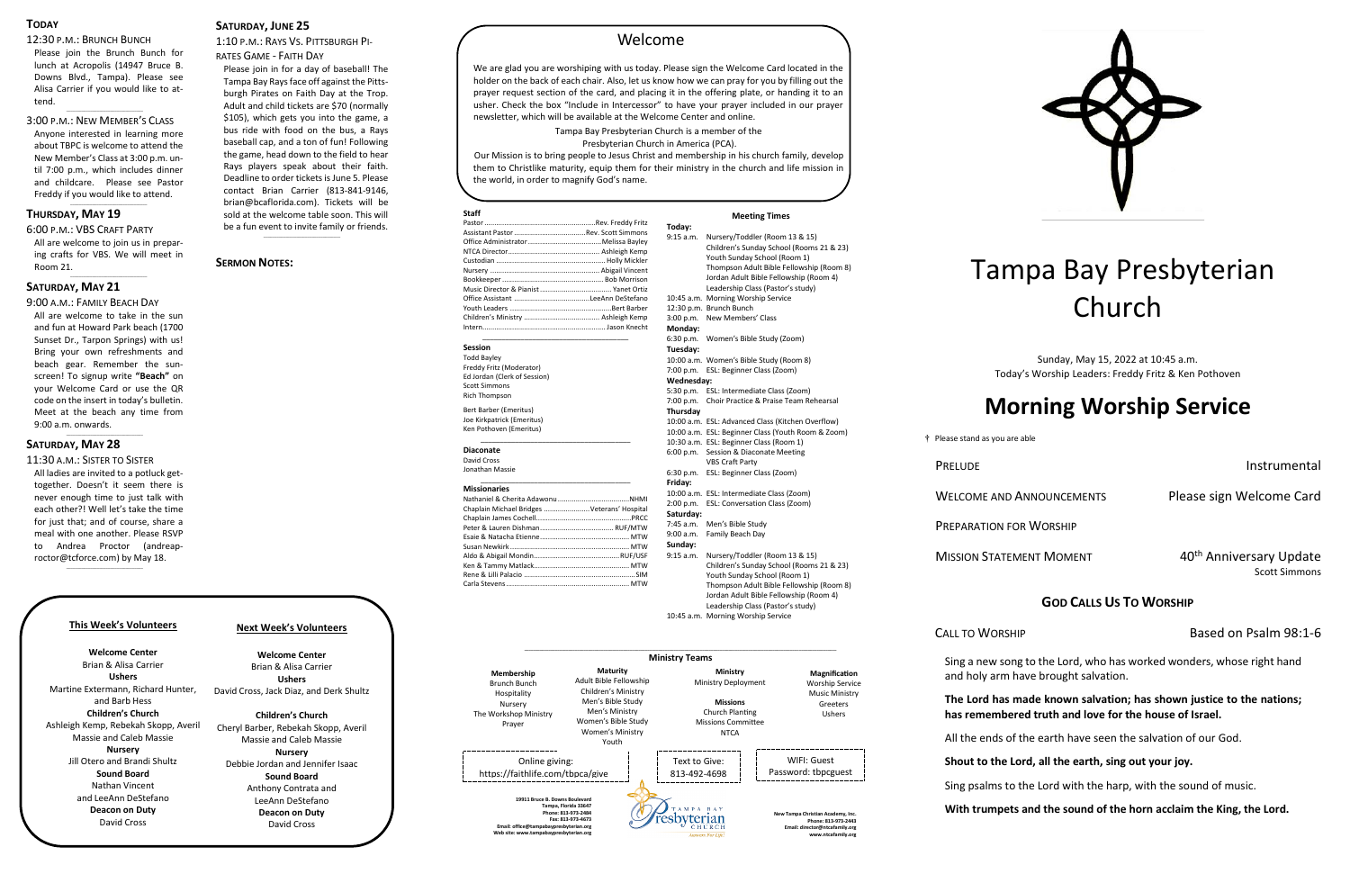## TODAY

### 12:30 P.M.: BRUNCH BUNCH

Please join the Brunch Bunch for lunch at Acropolis (14947 Bruce B. Downs Blvd., Tampa). Please see Alisa Carrier if you would like to attend.

### 3:00 P.M.: NEW MEMBER'S CLASS

Anyone interested in learning more about TBPC is welcome to attend the New Member's Class at 3:00 p.m. until 7:00 p.m., which includes dinner and childcare. Please see Pastor Freddy if you would like to attend.

## THURSDAY, MAY 19

### 6:00 P.M.: VBS CRAFT PARTY

All are welcome to join us in preparing crafts for VBS. We will meet in Room 21.

## SATURDAY, MAY 21

### 9:00 A.M.: FAMILY BEACH DAY

All are welcome to take in the sun and fun at Howard Park beach (1700 Sunset Dr., Tarpon Springs) with us! Bring your own refreshments and beach gear. Remember the sunscreen! To signup write **"Beach"** on your Welcome Card or use the QR code on the insert in today's bulletin. Meet at the beach any time from 9:00 a.m. onwards.

## SATURDAY, MAY 28

### 11:30 A.M.: SISTER TO SISTER

All ladies are invited to a potluck get-together. Doesn't it seem there is never enough time to just talk with each other?! Well let's take the time for just that; and of course, share a meal with one another. Please RSVP to Andrea Proctor (andreaproctor@tcforce.com) by May 18.

## SATURDAY, JUNE 25

### 1:10 P.M.: RAYS VS. PITTSBURGH PIRATES GAME - FAITH DAY

Please join in for a day of baseball! The Tampa Bay Rays face off against the Pittsburgh Pirates on Faith Day at the Trop. Adult and child tickets are $70 (normally $105), which gets you into the game, a bus ride with food on the bus, a Rays baseball cap, and a ton of fun! Following the game, head down to the field to hear Rays players speak about their faith. Deadline to order tickets is June 5. Please contact Brian Carrier (813-841-9146, brian@bcaflorida.com). Tickets will be sold at the welcome table soon. This will be a fun event to invite family or friends.

## SERMON NOTES:

### This Week's Volunteers

**Welcome Center**
Brian & Alisa Carrier
**Ushers**
Martine Extermann, Richard Hunter, and Barb Hess
**Children's Church**
Ashleigh Kemp, Rebekah Skopp, Averil Massie and Caleb Massie
**Nursery**
Jill Otero and Brandi Shultz
**Sound Board**
Nathan Vincent and LeeAnn DeStefano
**Deacon on Duty**
David Cross

### Next Week's Volunteers

**Welcome Center**
Brian & Alisa Carrier
**Ushers**
David Cross, Jack Diaz, and Derk Shultz
**Children's Church**
Cheryl Barber, Rebekah Skopp, Averil Massie and Caleb Massie
**Nursery**
Debbie Jordan and Jennifer Isaac
**Sound Board**
Anthony Contrata and LeeAnn DeStefano
**Deacon on Duty**
David Cross

## Welcome

We are glad you are worshiping with us today. Please sign the Welcome Card located in the holder on the back of each chair. Also, let us know how we can pray for you by filling out the prayer request section of the card, and placing it in the offering plate, or handing it to an usher. Check the box "Include in Intercessor" to have your prayer included in our prayer newsletter, which will be available at the Welcome Center and online.

Tampa Bay Presbyterian Church is a member of the Presbyterian Church in America (PCA).

Our Mission is to bring people to Jesus Christ and membership in his church family, develop them to Christlike maturity, equip them for their ministry in the church and life mission in the world, in order to magnify God's name.

### Staff

Pastor ....... Rev. Freddy Fritz
Assistant Pastor ....... Rev. Scott Simmons
Office Administrator ....... Melissa Bayley
NTCA Director ....... Ashleigh Kemp
Custodian ....... Holly Mickler
Nursery ....... Abigail Vincent
Bookkeeper ....... Bob Morrison
Music Director & Pianist ....... Yanet Ortiz
Office Assistant ....... LeeAnn DeStefano
Youth Leaders ....... Bert Barber
Children's Ministry ....... Ashleigh Kemp
Intern ....... Jason Knecht

### Session

Todd Bayley
Freddy Fritz (Moderator)
Ed Jordan (Clerk of Session)
Scott Simmons
Rich Thompson

Bert Barber (Emeritus)
Joe Kirkpatrick (Emeritus)
Ken Pothoven (Emeritus)

### Diaconate

David Cross
Jonathan Massie

### Missionaries

Nathaniel & Cherita Adawonu ....... NHMI
Chaplain Michael Bridges ....... Veterans' Hospital
Chaplain James Cochell ....... PRCC
Peter & Lauren Dishman ....... RUF/MTW
Esaie & Natacha Etienne ....... MTW
Susan Newkirk ....... MTW
Aldo & Abigail Mondin ....... RUF/USF
Ken & Tammy Matlack ....... MTW
Rene & Lilli Palacio ....... SIM
Carla Stevens ....... MTW

### Meeting Times

**Today:**
9:15 a.m. Nursery/Toddler (Room 13 & 15)
Children's Sunday School (Rooms 21 & 23)
Youth Sunday School (Room 1)
Thompson Adult Bible Fellowship (Room 8)
Jordan Adult Bible Fellowship (Room 4)
Leadership Class (Pastor's study)
10:45 a.m. Morning Worship Service
12:30 p.m. Brunch Bunch
3:00 p.m. New Members' Class

**Monday:**
6:30 p.m. Women's Bible Study (Zoom)

**Tuesday:**
10:00 a.m. Women's Bible Study (Room 8)
7:00 p.m. ESL: Beginner Class (Zoom)

**Wednesday:**
5:30 p.m. ESL: Intermediate Class (Zoom)
7:00 p.m. Choir Practice & Praise Team Rehearsal

**Thursday**
10:00 a.m. ESL: Advanced Class (Kitchen Overflow)
10:00 a.m. ESL: Beginner Class (Youth Room & Zoom)
10:30 a.m. ESL: Beginner Class (Room 1)
6:00 p.m. Session & Diaconate Meeting
VBS Craft Party
6:30 p.m. ESL: Beginner Class (Zoom)

**Friday:**
10:00 a.m. ESL: Intermediate Class (Zoom)
2:00 p.m. ESL: Conversation Class (Zoom)

**Saturday:**
7:45 a.m. Men's Bible Study
9:00 a.m. Family Beach Day

**Sunday:**
9:15 a.m. Nursery/Toddler (Room 13 & 15)
Children's Sunday School (Rooms 21 & 23)
Youth Sunday School (Room 1)
Thompson Adult Bible Fellowship (Room 8)
Jordan Adult Bible Fellowship (Room 4)
Leadership Class (Pastor's study)
10:45 a.m. Morning Worship Service

### Ministry Teams

| Membership | Maturity | Ministry | Magnification |
|---|---|---|---|
| Brunch Bunch | Adult Bible Fellowship | Ministry Deployment | Worship Service |
| Hospitality | Children's Ministry | | Music Ministry |
| Nursery | Men's Bible Study | **Missions** | Greeters |
| The Workshop Ministry | Men's Ministry | Church Planting | Ushers |
| Prayer | Women's Bible Study | Missions Committee | |
| | Women's Ministry | NTCA | |
| | Youth | | |

Online giving:
https://faithlife.com/tbpca/give

Text to Give:
813-492-4698

WIFI: Guest
Password: tbpcguest

19911 Bruce B. Downs Boulevard
Tampa, Florida 33647
Phone: 813-973-2484
Fax: 813-973-4673
Email: office@tampabaypresbyterian.org
Web site: www.tampabaypresbyterian.org

TAMPA BAY Presbyterian CHURCH — Jesus For Life

New Tampa Christian Academy, Inc.
Phone: 813-973-2443
Email: director@ntcafamily.org
www.ntcafamily.org

# Tampa Bay Presbyterian Church

Sunday, May 15, 2022 at 10:45 a.m.
Today's Worship Leaders: Freddy Fritz & Ken Pothoven

# Morning Worship Service

† Please stand as you are able

PRELUDE — Instrumental

WELCOME AND ANNOUNCEMENTS — Please sign Welcome Card

PREPARATION FOR WORSHIP

MISSION STATEMENT MOMENT — 40th Anniversary Update
Scott Simmons

## GOD CALLS US TO WORSHIP

CALL TO WORSHIP — Based on Psalm 98:1-6

Sing a new song to the Lord, who has worked wonders, whose right hand and holy arm have brought salvation.

**The Lord has made known salvation; has shown justice to the nations; has remembered truth and love for the house of Israel.**

All the ends of the earth have seen the salvation of our God.

**Shout to the Lord, all the earth, sing out your joy.**

Sing psalms to the Lord with the harp, with the sound of music.

**With trumpets and the sound of the horn acclaim the King, the Lord.**